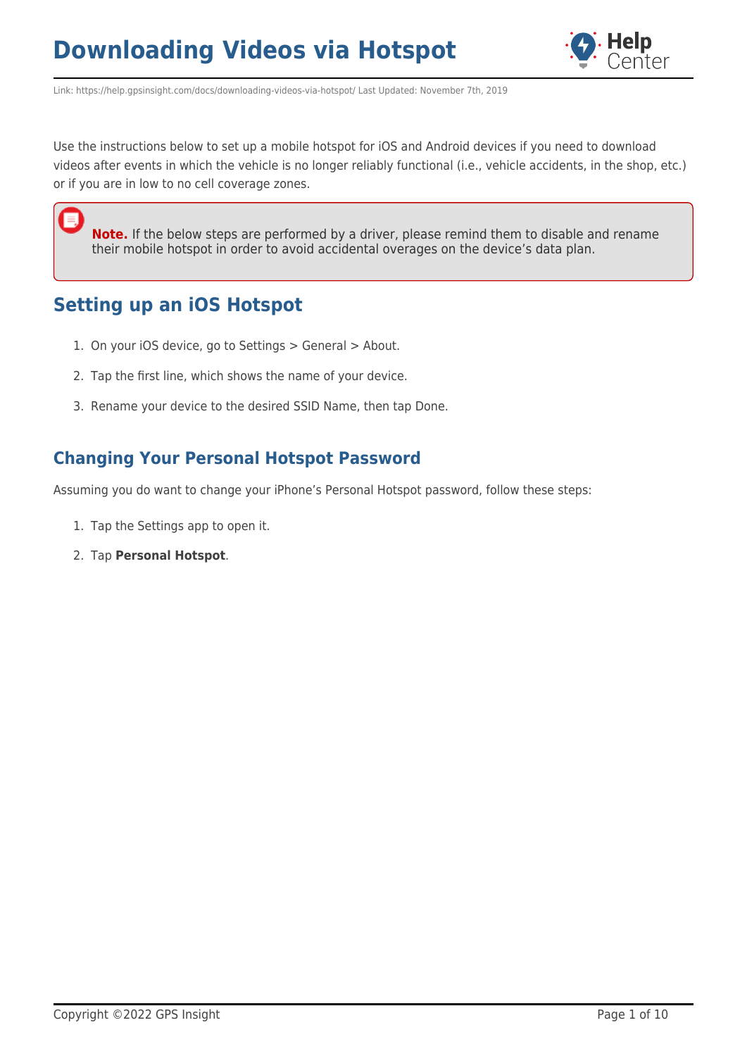# Downloading Videos via Hotspot

Link: https://help.gpsinsight.com/docs/downloading-videos-via-hotspot/ Last Updated: November 7th, 2019

Use the instructions below to set up a mobile hotspot for iOS and Android devices if you need to download videos after events in which the vehicle is no longer reliably functional (i.e., vehicle accidents, in the shop, etc.) or if you are in low to no cell coverage zones.

> **Note.** If the below steps are performed by a driver, please remind them to disable and rename their mobile hotspot in order to avoid accidental overages on the device's data plan.

## Setting up an iOS Hotspot

1. On your iOS device, go to Settings > General > About.
2. Tap the first line, which shows the name of your device.
3. Rename your device to the desired SSID Name, then tap Done.

### Changing Your Personal Hotspot Password

Assuming you do want to change your iPhone's Personal Hotspot password, follow these steps:

1. Tap the Settings app to open it.
2. Tap **Personal Hotspot**.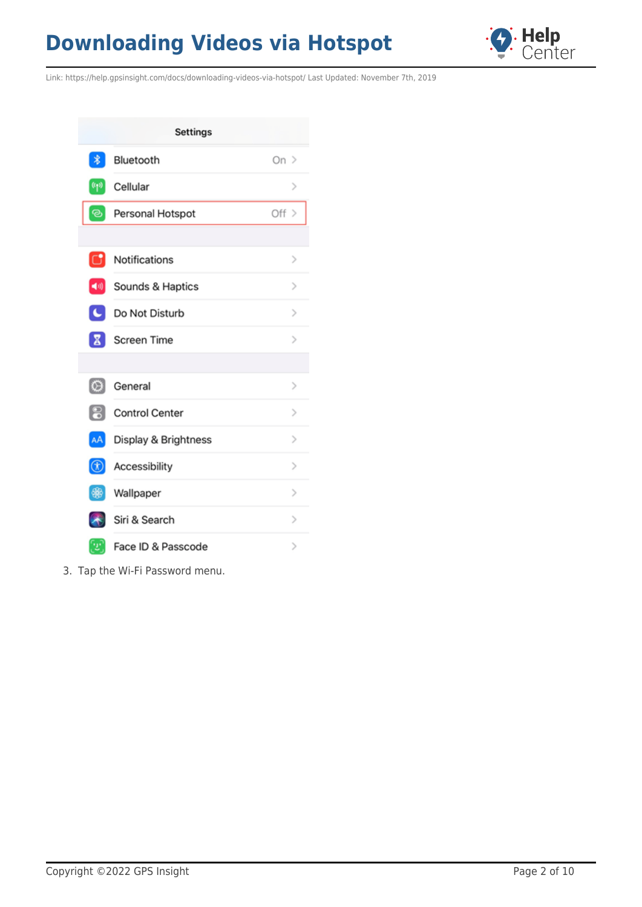3. Tap the Wi-Fi Password menu.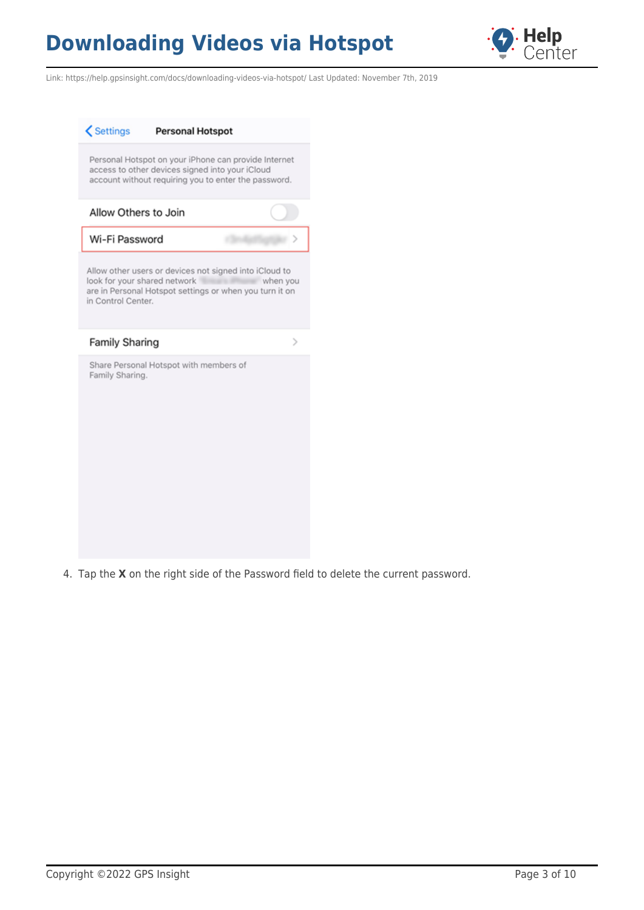4. Tap the **X** on the right side of the Password field to delete the current password.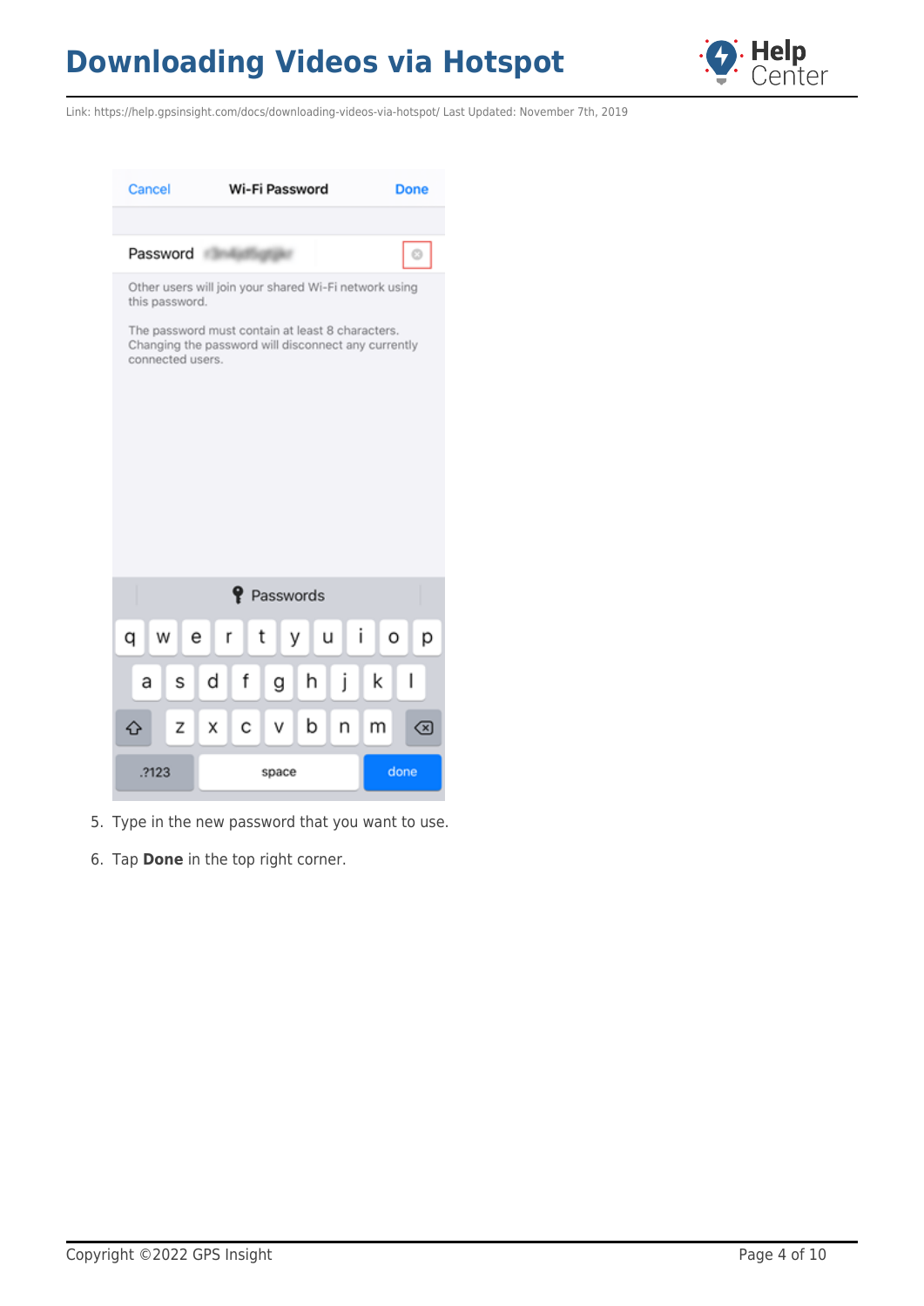5. Type in the new password that you want to use.
6. Tap **Done** in the top right corner.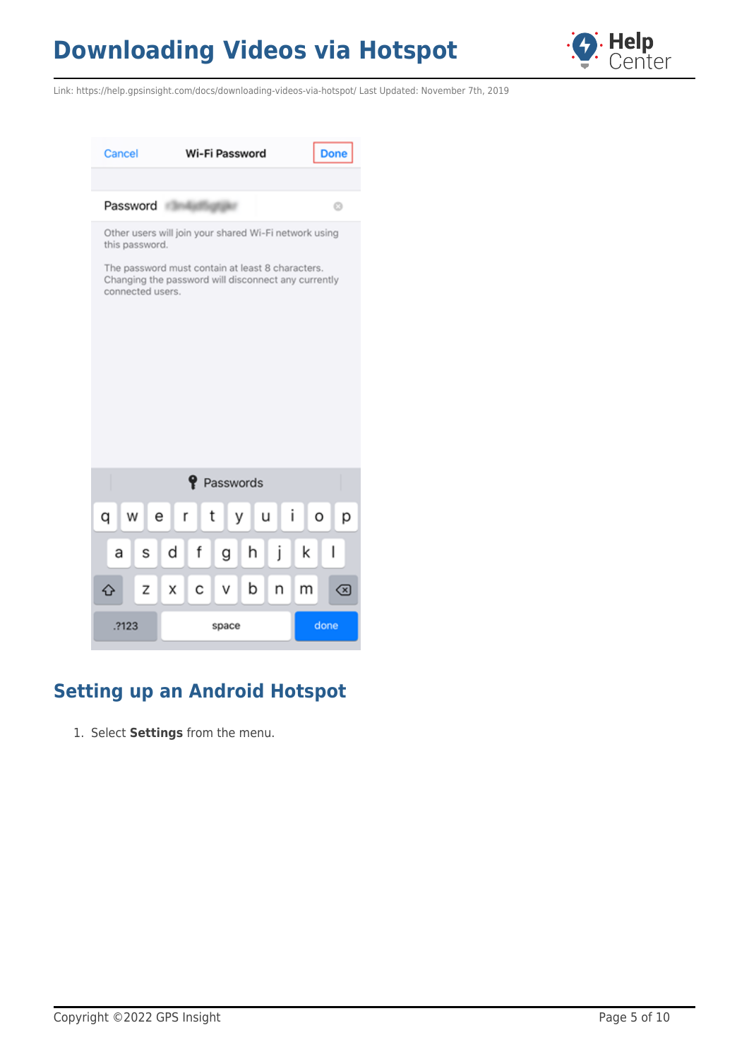## Setting up an Android Hotspot

1. Select **Settings** from the menu.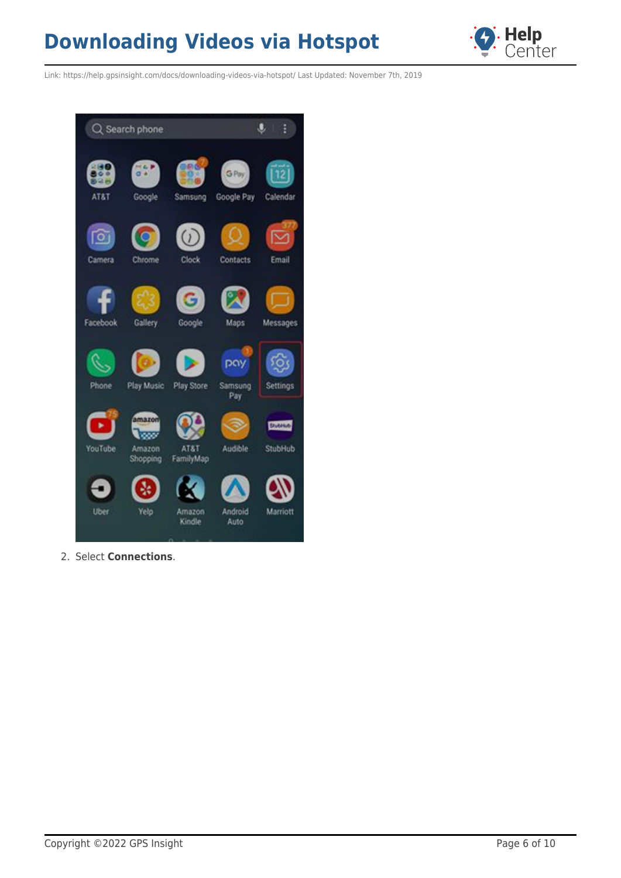2. Select **Connections**.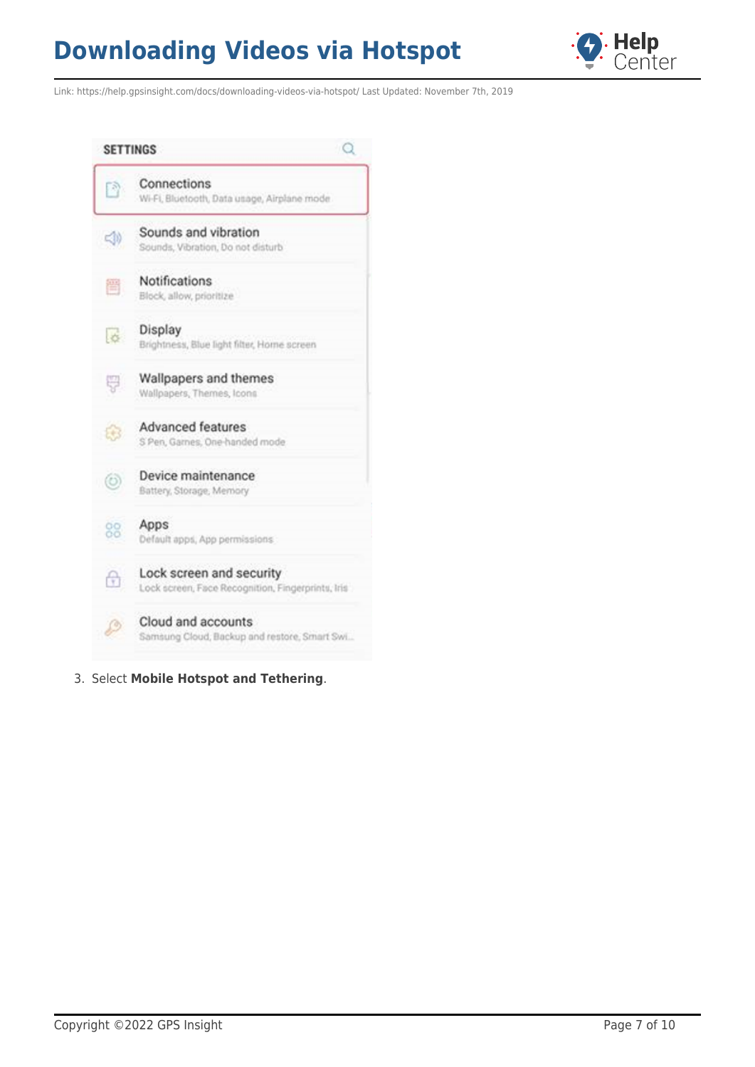3. Select **Mobile Hotspot and Tethering**.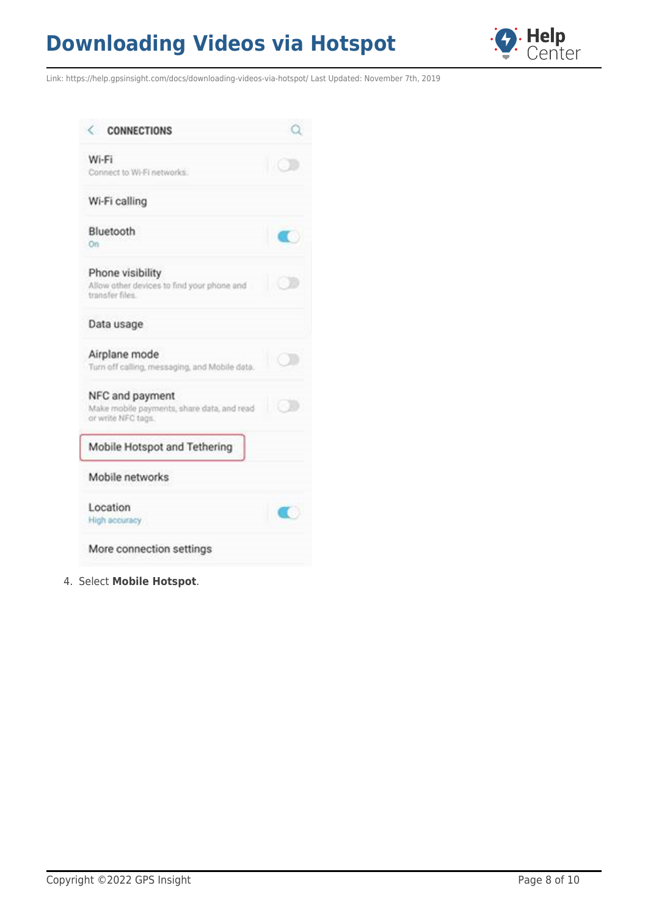CONNECTIONS

Wi-Fi
Connect to Wi-Fi networks.

Wi-Fi calling

Bluetooth
On

Phone visibility
Allow other devices to find your phone and transfer files.

Data usage

Airplane mode
Turn off calling, messaging, and Mobile data.

NFC and payment
Make mobile payments, share data, and read or write NFC tags.

Mobile Hotspot and Tethering

Mobile networks

Location
High accuracy

More connection settings

4. Select **Mobile Hotspot**.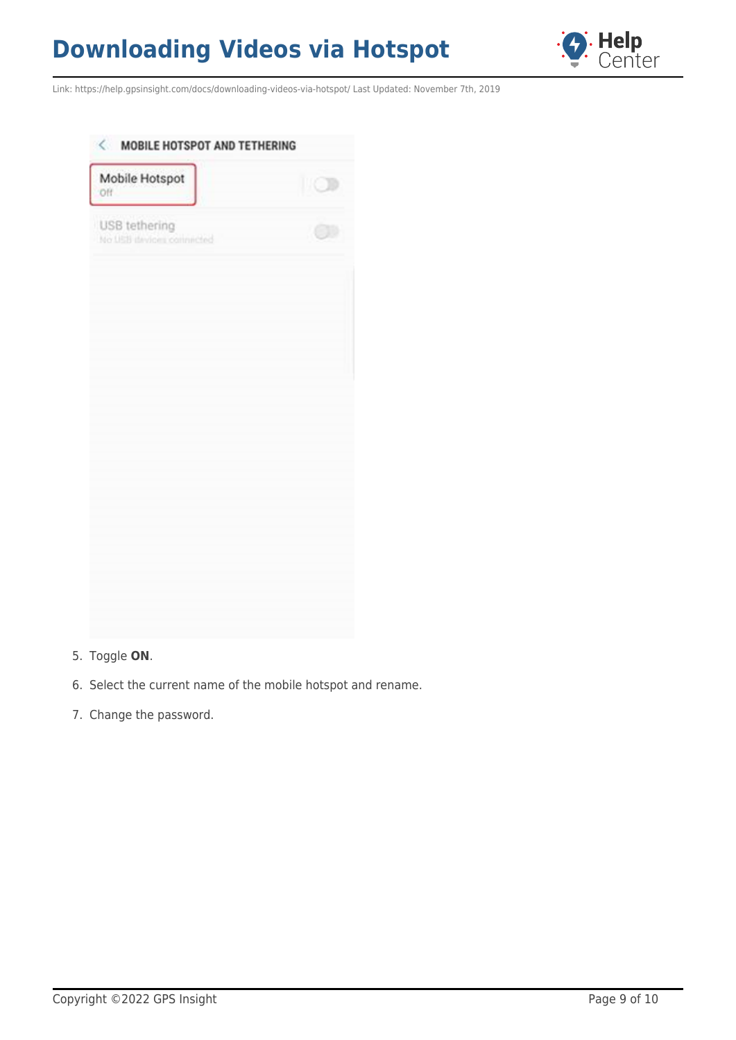5. Toggle **ON**.
6. Select the current name of the mobile hotspot and rename.
7. Change the password.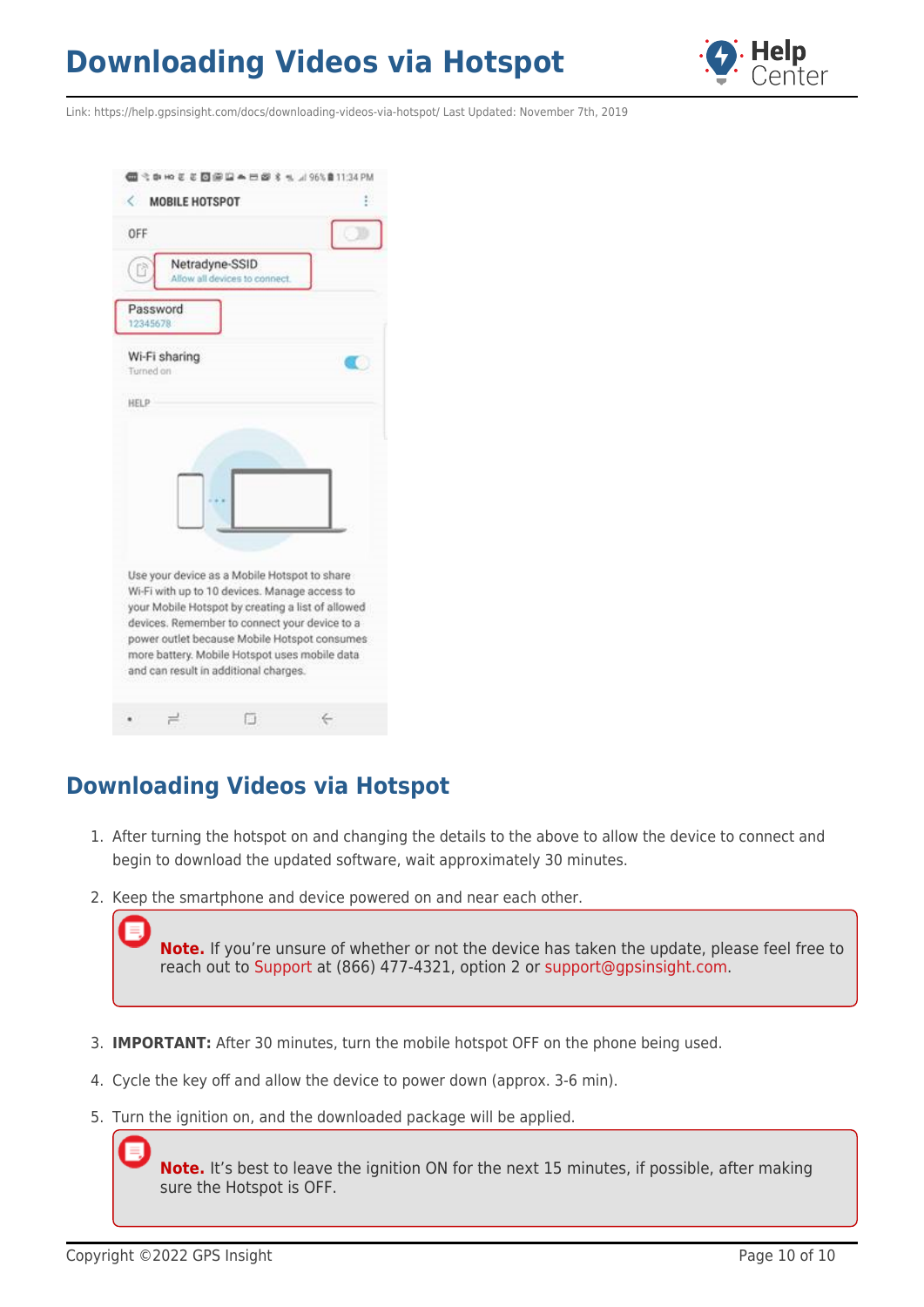## Downloading Videos via Hotspot

1. After turning the hotspot on and changing the details to the above to allow the device to connect and begin to download the updated software, wait approximately 30 minutes.
2. Keep the smartphone and device powered on and near each other.

> **Note.** If you're unsure of whether or not the device has taken the update, please feel free to reach out to Support at (866) 477-4321, option 2 or support@gpsinsight.com.

3. **IMPORTANT:** After 30 minutes, turn the mobile hotspot OFF on the phone being used.
4. Cycle the key off and allow the device to power down (approx. 3-6 min).
5. Turn the ignition on, and the downloaded package will be applied.

> **Note.** It's best to leave the ignition ON for the next 15 minutes, if possible, after making sure the Hotspot is OFF.